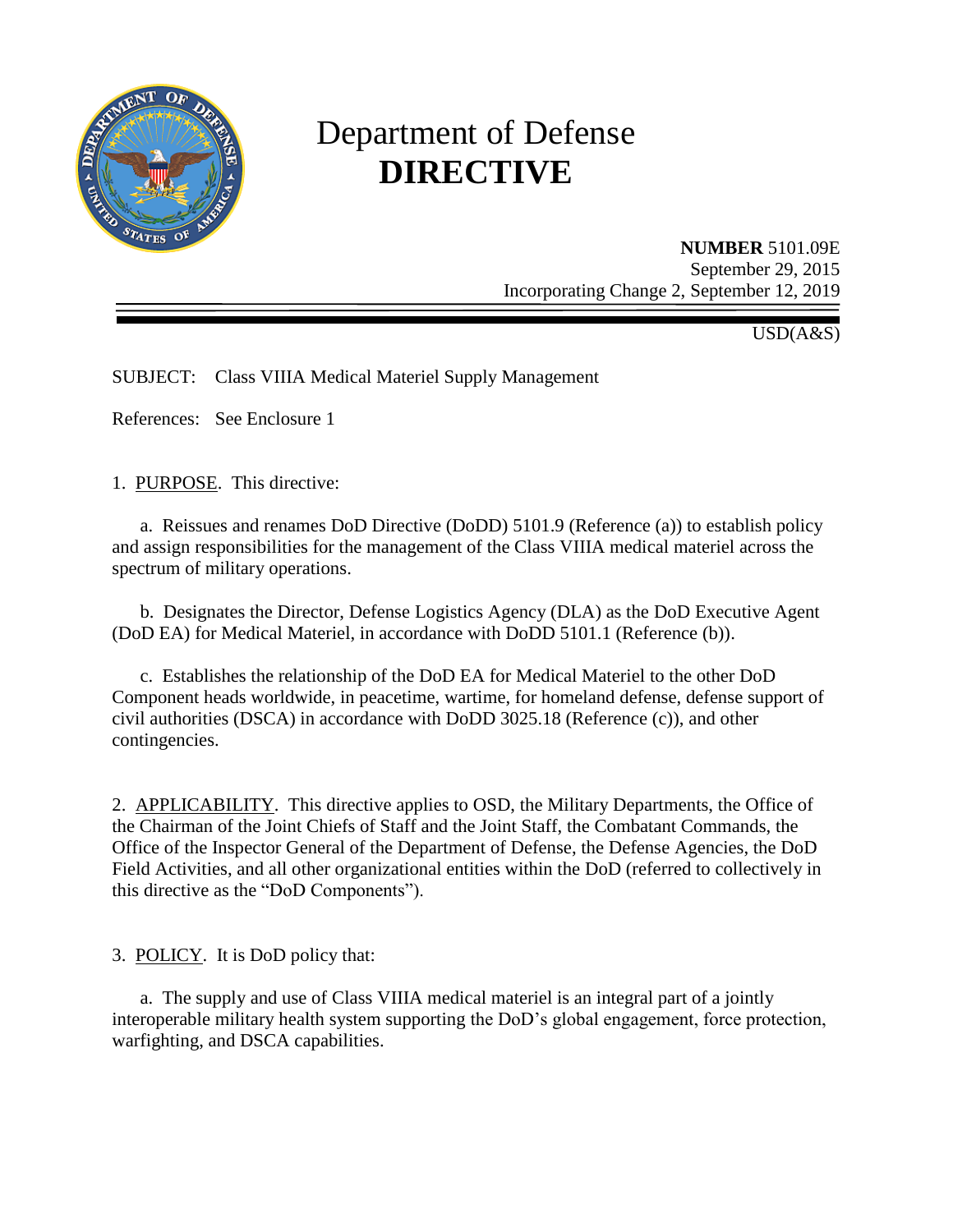# Department of Defense **DIRECTIVE**

**NUMBER** 5101.09E
September 29, 2015
Incorporating Change 2, September 12, 2019

USD(A&S)

SUBJECT: Class VIIIA Medical Materiel Supply Management

References: See Enclosure 1

1. PURPOSE. This directive:

   a. Reissues and renames DoD Directive (DoDD) 5101.9 (Reference (a)) to establish policy and assign responsibilities for the management of the Class VIIIA medical materiel across the spectrum of military operations.

   b. Designates the Director, Defense Logistics Agency (DLA) as the DoD Executive Agent (DoD EA) for Medical Materiel, in accordance with DoDD 5101.1 (Reference (b)).

   c. Establishes the relationship of the DoD EA for Medical Materiel to the other DoD Component heads worldwide, in peacetime, wartime, for homeland defense, defense support of civil authorities (DSCA) in accordance with DoDD 3025.18 (Reference (c)), and other contingencies.

2. APPLICABILITY. This directive applies to OSD, the Military Departments, the Office of the Chairman of the Joint Chiefs of Staff and the Joint Staff, the Combatant Commands, the Office of the Inspector General of the Department of Defense, the Defense Agencies, the DoD Field Activities, and all other organizational entities within the DoD (referred to collectively in this directive as the "DoD Components").

3. POLICY. It is DoD policy that:

   a. The supply and use of Class VIIIA medical materiel is an integral part of a jointly interoperable military health system supporting the DoD's global engagement, force protection, warfighting, and DSCA capabilities.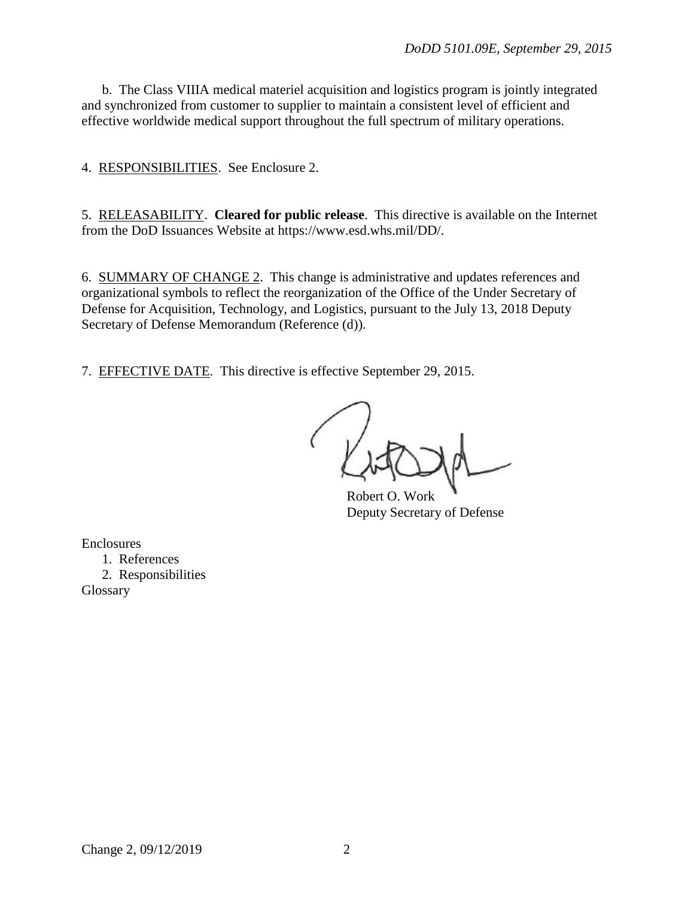b. The Class VIIIA medical materiel acquisition and logistics program is jointly integrated and synchronized from customer to supplier to maintain a consistent level of efficient and effective worldwide medical support throughout the full spectrum of military operations.

4. RESPONSIBILITIES. See Enclosure 2.

5. RELEASABILITY. **Cleared for public release**. This directive is available on the Internet from the DoD Issuances Website at https://www.esd.whs.mil/DD/.

6. SUMMARY OF CHANGE 2. This change is administrative and updates references and organizational symbols to reflect the reorganization of the Office of the Under Secretary of Defense for Acquisition, Technology, and Logistics, pursuant to the July 13, 2018 Deputy Secretary of Defense Memorandum (Reference (d)).

7. EFFECTIVE DATE. This directive is effective September 29, 2015.

Robert O. Work
Deputy Secretary of Defense

Enclosures
1. References
2. Responsibilities

Glossary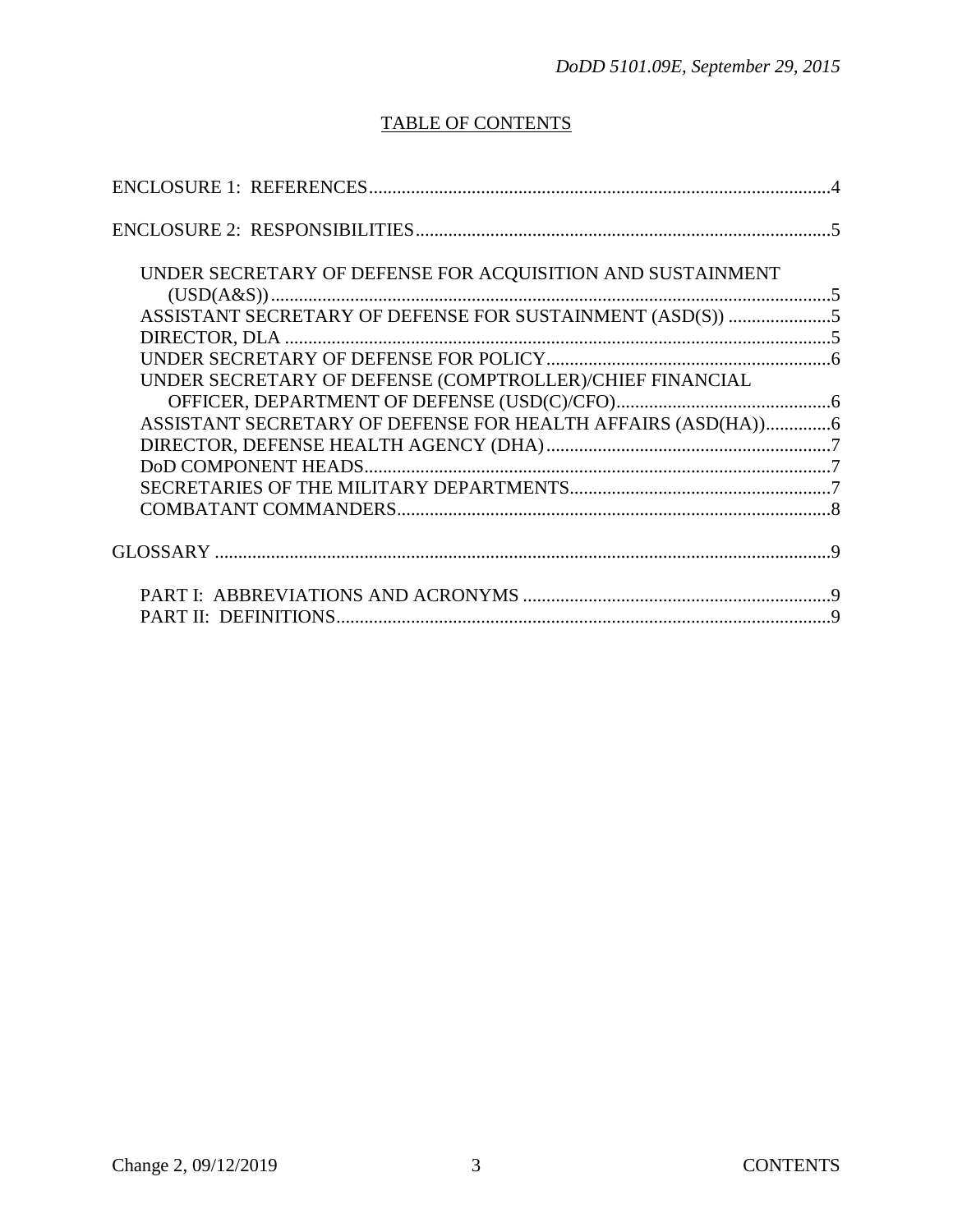## TABLE OF CONTENTS

ENCLOSURE 1: REFERENCES....................................................................................................4

ENCLOSURE 2: RESPONSIBILITIES.........................................................................................5

- UNDER SECRETARY OF DEFENSE FOR ACQUISITION AND SUSTAINMENT (USD(A&S))........................................................................................................................5
- ASSISTANT SECRETARY OF DEFENSE FOR SUSTAINMENT (ASD(S)) ......................5
- DIRECTOR, DLA ......................................................................................................................5
- UNDER SECRETARY OF DEFENSE FOR POLICY.............................................................6
- UNDER SECRETARY OF DEFENSE (COMPTROLLER)/CHIEF FINANCIAL OFFICER, DEPARTMENT OF DEFENSE (USD(C)/CFO)..............................................6
- ASSISTANT SECRETARY OF DEFENSE FOR HEALTH AFFAIRS (ASD(HA))..............6
- DIRECTOR, DEFENSE HEALTH AGENCY (DHA).............................................................7
- DoD COMPONENT HEADS....................................................................................................7
- SECRETARIES OF THE MILITARY DEPARTMENTS........................................................7
- COMBATANT COMMANDERS.............................................................................................8

GLOSSARY ....................................................................................................................................9

- PART I: ABBREVIATIONS AND ACRONYMS ..................................................................9
- PART II: DEFINITIONS..........................................................................................................9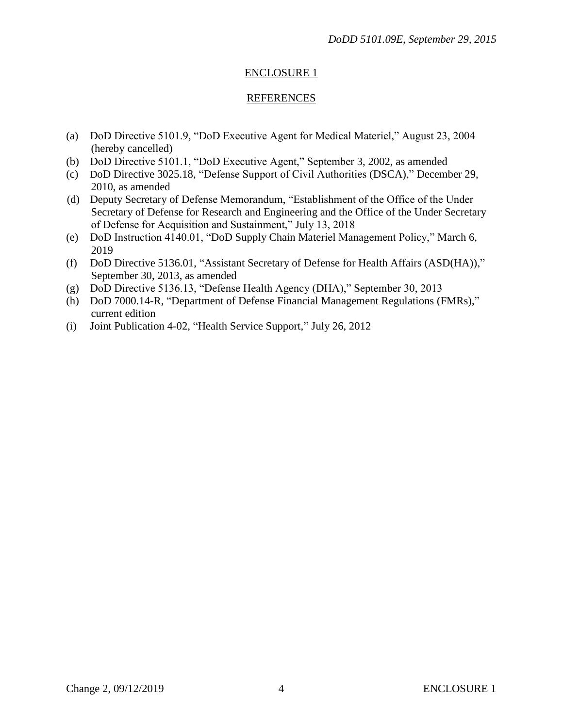## ENCLOSURE 1

## REFERENCES

(a) DoD Directive 5101.9, "DoD Executive Agent for Medical Materiel," August 23, 2004 (hereby cancelled)
(b) DoD Directive 5101.1, "DoD Executive Agent," September 3, 2002, as amended
(c) DoD Directive 3025.18, "Defense Support of Civil Authorities (DSCA)," December 29, 2010, as amended
(d) Deputy Secretary of Defense Memorandum, "Establishment of the Office of the Under Secretary of Defense for Research and Engineering and the Office of the Under Secretary of Defense for Acquisition and Sustainment," July 13, 2018
(e) DoD Instruction 4140.01, "DoD Supply Chain Materiel Management Policy," March 6, 2019
(f) DoD Directive 5136.01, "Assistant Secretary of Defense for Health Affairs (ASD(HA))," September 30, 2013, as amended
(g) DoD Directive 5136.13, "Defense Health Agency (DHA)," September 30, 2013
(h) DoD 7000.14-R, "Department of Defense Financial Management Regulations (FMRs)," current edition
(i) Joint Publication 4-02, "Health Service Support," July 26, 2012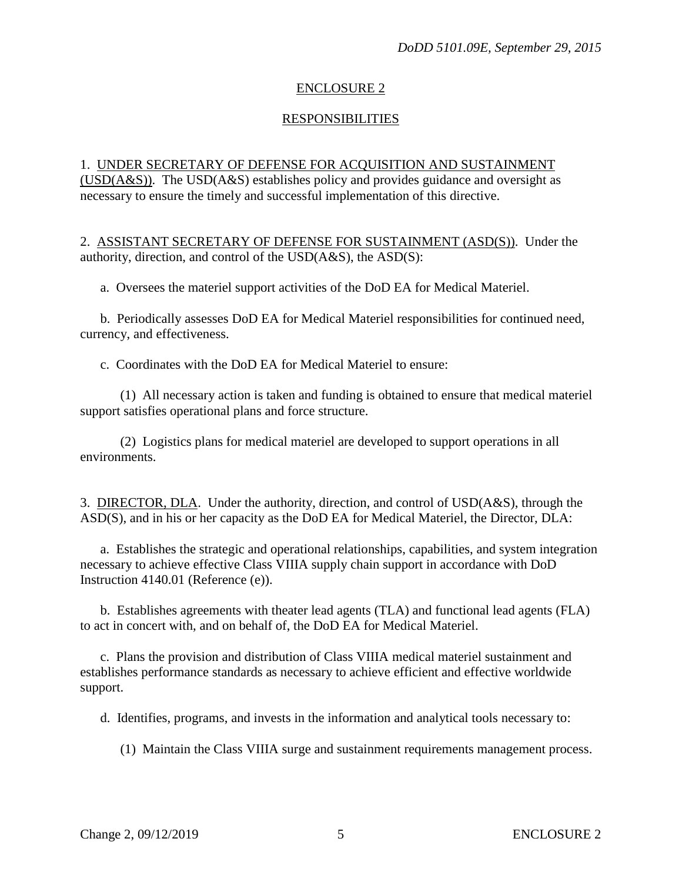## ENCLOSURE 2

## RESPONSIBILITIES

1. UNDER SECRETARY OF DEFENSE FOR ACQUISITION AND SUSTAINMENT (USD(A&S)). The USD(A&S) establishes policy and provides guidance and oversight as necessary to ensure the timely and successful implementation of this directive.

2. ASSISTANT SECRETARY OF DEFENSE FOR SUSTAINMENT (ASD(S)). Under the authority, direction, and control of the USD(A&S), the ASD(S):

a. Oversees the materiel support activities of the DoD EA for Medical Materiel.

b. Periodically assesses DoD EA for Medical Materiel responsibilities for continued need, currency, and effectiveness.

c. Coordinates with the DoD EA for Medical Materiel to ensure:

(1) All necessary action is taken and funding is obtained to ensure that medical materiel support satisfies operational plans and force structure.

(2) Logistics plans for medical materiel are developed to support operations in all environments.

3. DIRECTOR, DLA. Under the authority, direction, and control of USD(A&S), through the ASD(S), and in his or her capacity as the DoD EA for Medical Materiel, the Director, DLA:

a. Establishes the strategic and operational relationships, capabilities, and system integration necessary to achieve effective Class VIIIA supply chain support in accordance with DoD Instruction 4140.01 (Reference (e)).

b. Establishes agreements with theater lead agents (TLA) and functional lead agents (FLA) to act in concert with, and on behalf of, the DoD EA for Medical Materiel.

c. Plans the provision and distribution of Class VIIIA medical materiel sustainment and establishes performance standards as necessary to achieve efficient and effective worldwide support.

d. Identifies, programs, and invests in the information and analytical tools necessary to:

(1) Maintain the Class VIIIA surge and sustainment requirements management process.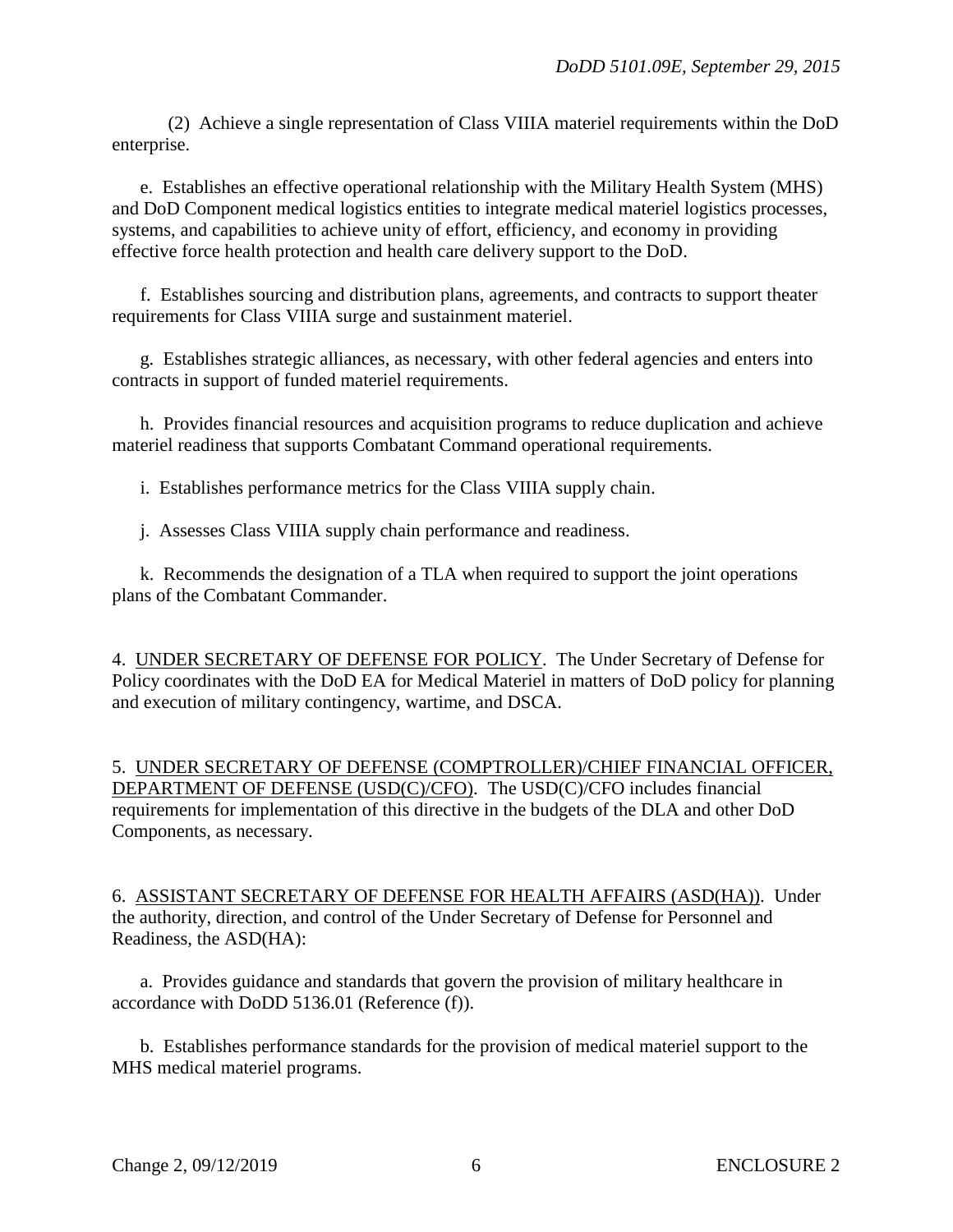(2) Achieve a single representation of Class VIIIA materiel requirements within the DoD enterprise.

e. Establishes an effective operational relationship with the Military Health System (MHS) and DoD Component medical logistics entities to integrate medical materiel logistics processes, systems, and capabilities to achieve unity of effort, efficiency, and economy in providing effective force health protection and health care delivery support to the DoD.

f. Establishes sourcing and distribution plans, agreements, and contracts to support theater requirements for Class VIIIA surge and sustainment materiel.

g. Establishes strategic alliances, as necessary, with other federal agencies and enters into contracts in support of funded materiel requirements.

h. Provides financial resources and acquisition programs to reduce duplication and achieve materiel readiness that supports Combatant Command operational requirements.

i. Establishes performance metrics for the Class VIIIA supply chain.

j. Assesses Class VIIIA supply chain performance and readiness.

k. Recommends the designation of a TLA when required to support the joint operations plans of the Combatant Commander.

4. UNDER SECRETARY OF DEFENSE FOR POLICY. The Under Secretary of Defense for Policy coordinates with the DoD EA for Medical Materiel in matters of DoD policy for planning and execution of military contingency, wartime, and DSCA.

5. UNDER SECRETARY OF DEFENSE (COMPTROLLER)/CHIEF FINANCIAL OFFICER, DEPARTMENT OF DEFENSE (USD(C)/CFO). The USD(C)/CFO includes financial requirements for implementation of this directive in the budgets of the DLA and other DoD Components, as necessary.

6. ASSISTANT SECRETARY OF DEFENSE FOR HEALTH AFFAIRS (ASD(HA)). Under the authority, direction, and control of the Under Secretary of Defense for Personnel and Readiness, the ASD(HA):

a. Provides guidance and standards that govern the provision of military healthcare in accordance with DoDD 5136.01 (Reference (f)).

b. Establishes performance standards for the provision of medical materiel support to the MHS medical materiel programs.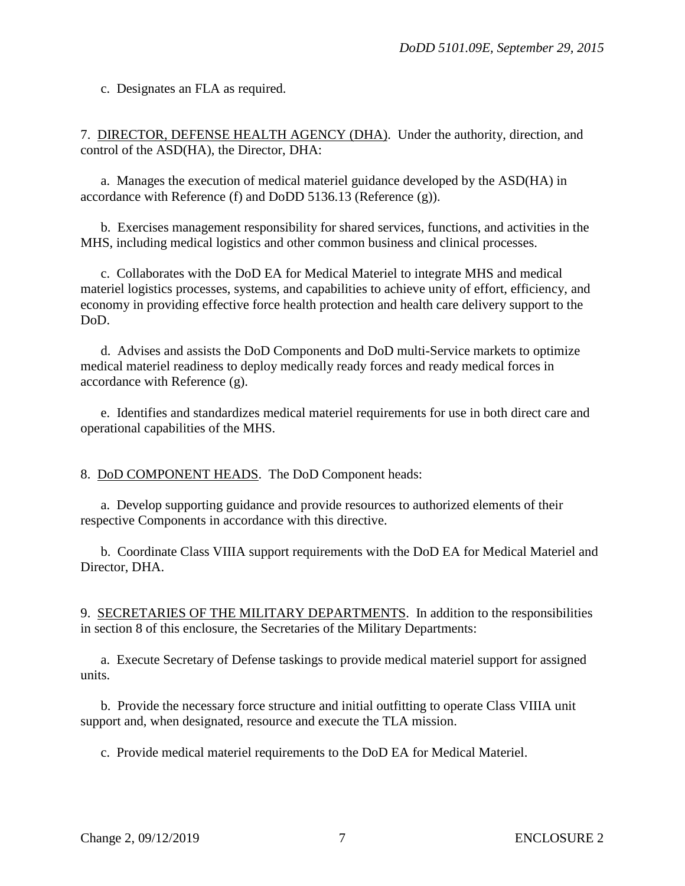c. Designates an FLA as required.

7. DIRECTOR, DEFENSE HEALTH AGENCY (DHA). Under the authority, direction, and control of the ASD(HA), the Director, DHA:

a. Manages the execution of medical materiel guidance developed by the ASD(HA) in accordance with Reference (f) and DoDD 5136.13 (Reference (g)).

b. Exercises management responsibility for shared services, functions, and activities in the MHS, including medical logistics and other common business and clinical processes.

c. Collaborates with the DoD EA for Medical Materiel to integrate MHS and medical materiel logistics processes, systems, and capabilities to achieve unity of effort, efficiency, and economy in providing effective force health protection and health care delivery support to the DoD.

d. Advises and assists the DoD Components and DoD multi-Service markets to optimize medical materiel readiness to deploy medically ready forces and ready medical forces in accordance with Reference (g).

e. Identifies and standardizes medical materiel requirements for use in both direct care and operational capabilities of the MHS.

8. DoD COMPONENT HEADS. The DoD Component heads:

a. Develop supporting guidance and provide resources to authorized elements of their respective Components in accordance with this directive.

b. Coordinate Class VIIIA support requirements with the DoD EA for Medical Materiel and Director, DHA.

9. SECRETARIES OF THE MILITARY DEPARTMENTS. In addition to the responsibilities in section 8 of this enclosure, the Secretaries of the Military Departments:

a. Execute Secretary of Defense taskings to provide medical materiel support for assigned units.

b. Provide the necessary force structure and initial outfitting to operate Class VIIIA unit support and, when designated, resource and execute the TLA mission.

c. Provide medical materiel requirements to the DoD EA for Medical Materiel.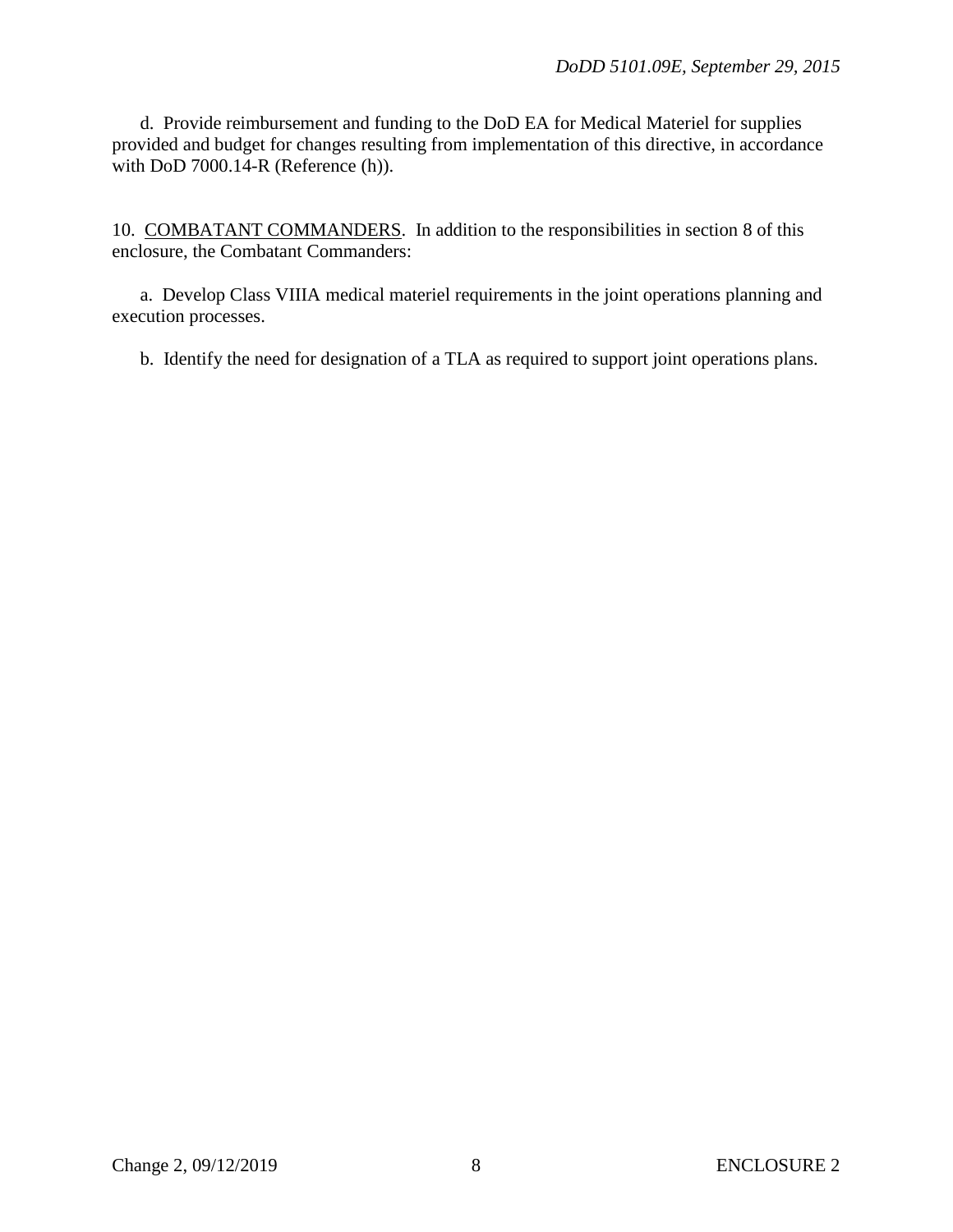d. Provide reimbursement and funding to the DoD EA for Medical Materiel for supplies provided and budget for changes resulting from implementation of this directive, in accordance with DoD 7000.14-R (Reference (h)).

10. COMBATANT COMMANDERS. In addition to the responsibilities in section 8 of this enclosure, the Combatant Commanders:

a. Develop Class VIIIA medical materiel requirements in the joint operations planning and execution processes.

b. Identify the need for designation of a TLA as required to support joint operations plans.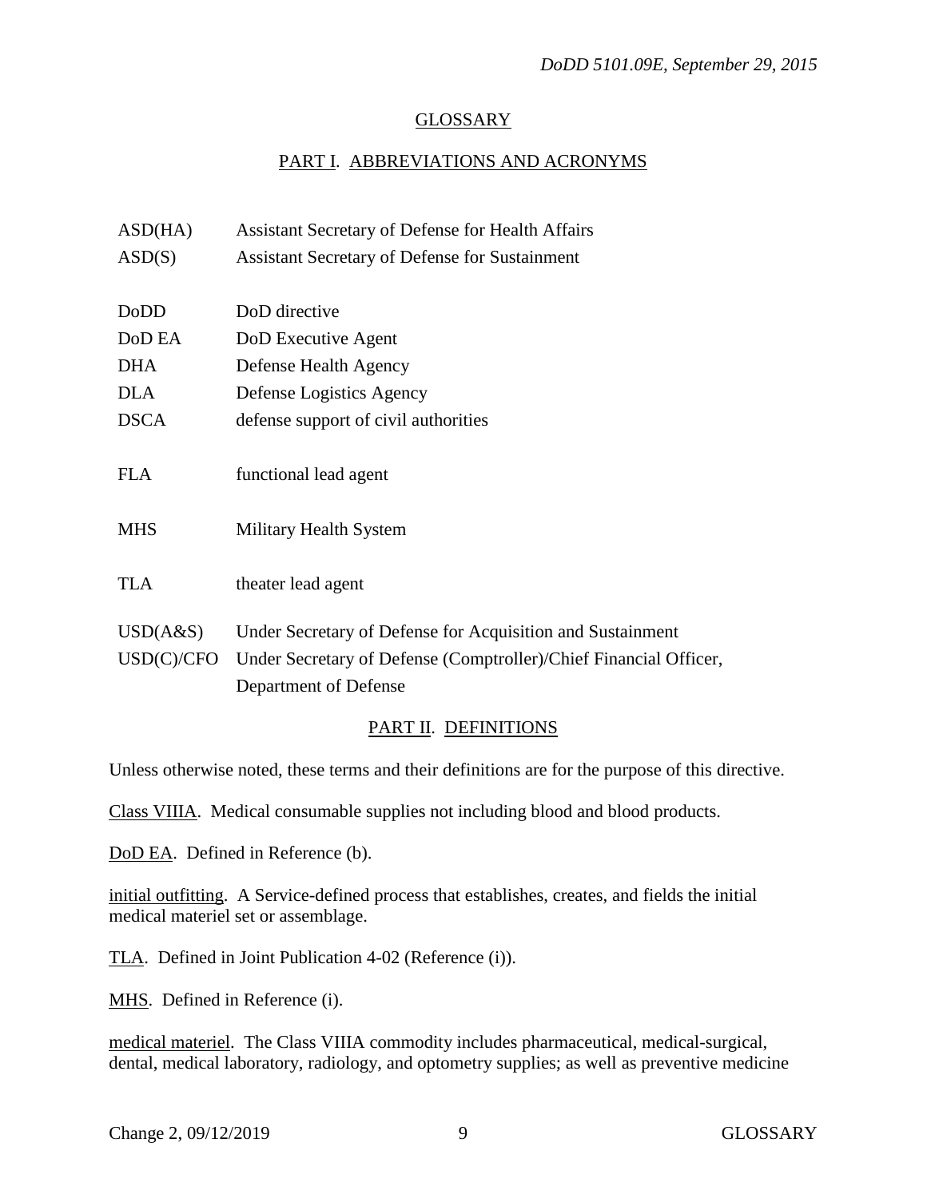## GLOSSARY

### PART I. ABBREVIATIONS AND ACRONYMS

| | |
|---|---|
| ASD(HA) | Assistant Secretary of Defense for Health Affairs |
| ASD(S) | Assistant Secretary of Defense for Sustainment |
| DoDD | DoD directive |
| DoD EA | DoD Executive Agent |
| DHA | Defense Health Agency |
| DLA | Defense Logistics Agency |
| DSCA | defense support of civil authorities |
| FLA | functional lead agent |
| MHS | Military Health System |
| TLA | theater lead agent |
| USD(A&S) | Under Secretary of Defense for Acquisition and Sustainment |
| USD(C)/CFO | Under Secretary of Defense (Comptroller)/Chief Financial Officer, Department of Defense |

### PART II. DEFINITIONS

Unless otherwise noted, these terms and their definitions are for the purpose of this directive.

Class VIIIA. Medical consumable supplies not including blood and blood products.

DoD EA. Defined in Reference (b).

initial outfitting. A Service-defined process that establishes, creates, and fields the initial medical materiel set or assemblage.

TLA. Defined in Joint Publication 4-02 (Reference (i)).

MHS. Defined in Reference (i).

medical materiel. The Class VIIIA commodity includes pharmaceutical, medical-surgical, dental, medical laboratory, radiology, and optometry supplies; as well as preventive medicine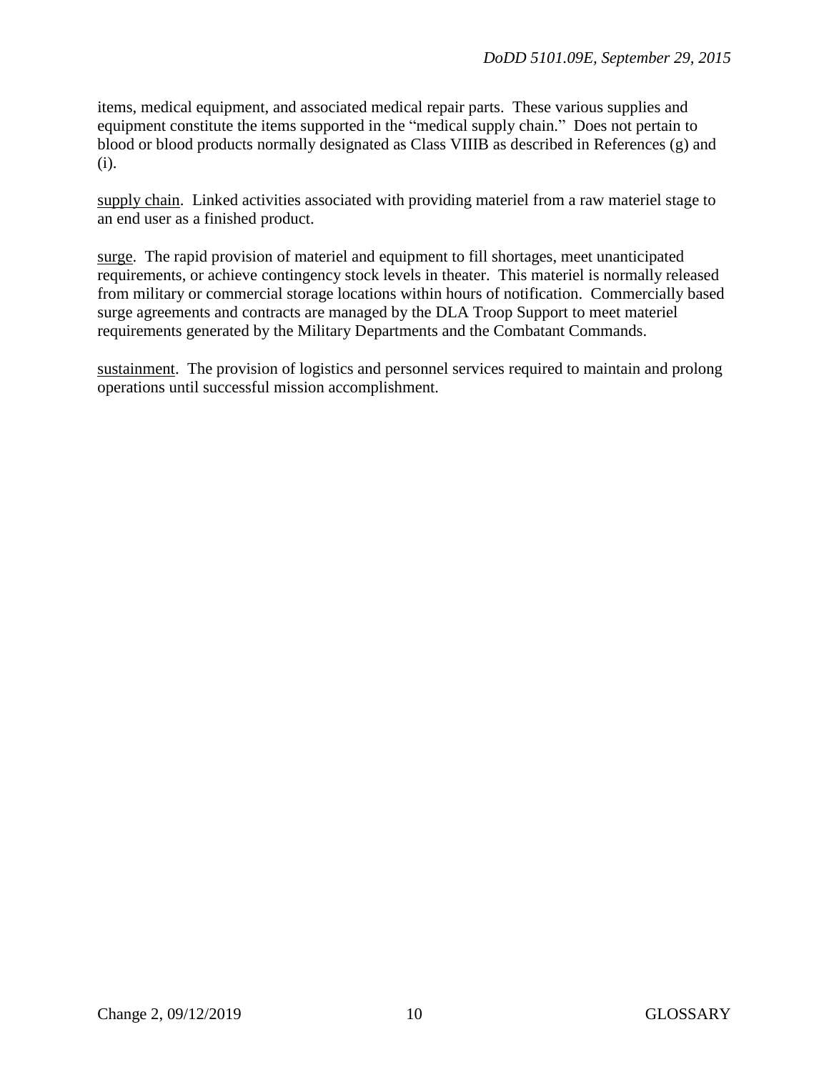items, medical equipment, and associated medical repair parts. These various supplies and equipment constitute the items supported in the "medical supply chain." Does not pertain to blood or blood products normally designated as Class VIIIB as described in References (g) and (i).

<u>supply chain</u>. Linked activities associated with providing materiel from a raw materiel stage to an end user as a finished product.

<u>surge</u>. The rapid provision of materiel and equipment to fill shortages, meet unanticipated requirements, or achieve contingency stock levels in theater. This materiel is normally released from military or commercial storage locations within hours of notification. Commercially based surge agreements and contracts are managed by the DLA Troop Support to meet materiel requirements generated by the Military Departments and the Combatant Commands.

<u>sustainment</u>. The provision of logistics and personnel services required to maintain and prolong operations until successful mission accomplishment.